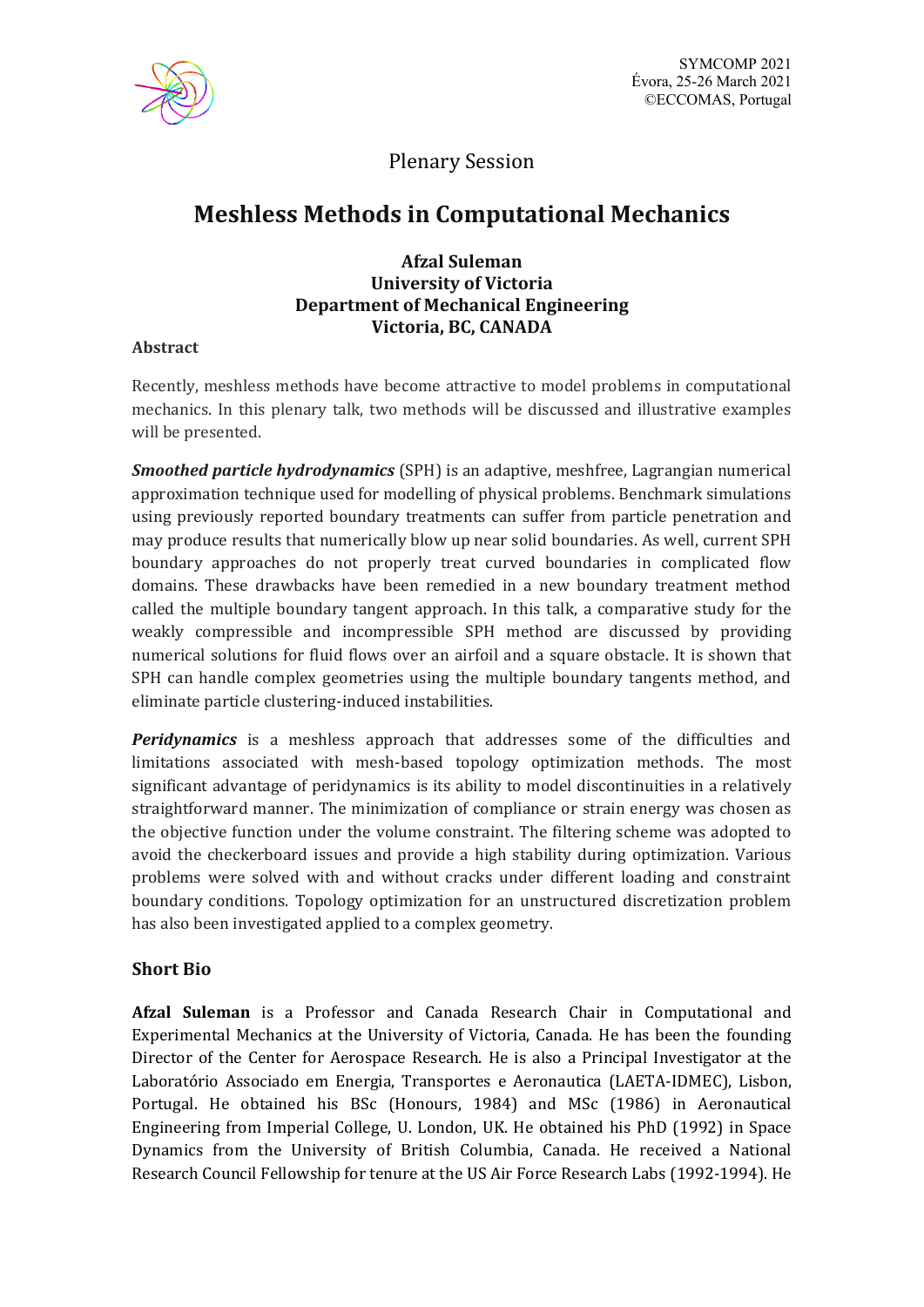Plenary Session

# Meshless Methods in Computational Mechanics

**Afzal Suleman**
**University of Victoria**
**Department of Mechanical Engineering**
**Victoria, BC, CANADA**

### Abstract

Recently, meshless methods have become attractive to model problems in computational mechanics. In this plenary talk, two methods will be discussed and illustrative examples will be presented.

***Smoothed particle hydrodynamics*** (SPH) is an adaptive, meshfree, Lagrangian numerical approximation technique used for modelling of physical problems. Benchmark simulations using previously reported boundary treatments can suffer from particle penetration and may produce results that numerically blow up near solid boundaries. As well, current SPH boundary approaches do not properly treat curved boundaries in complicated flow domains. These drawbacks have been remedied in a new boundary treatment method called the multiple boundary tangent approach. In this talk, a comparative study for the weakly compressible and incompressible SPH method are discussed by providing numerical solutions for fluid flows over an airfoil and a square obstacle. It is shown that SPH can handle complex geometries using the multiple boundary tangents method, and eliminate particle clustering-induced instabilities.

***Peridynamics*** is a meshless approach that addresses some of the difficulties and limitations associated with mesh-based topology optimization methods. The most significant advantage of peridynamics is its ability to model discontinuities in a relatively straightforward manner. The minimization of compliance or strain energy was chosen as the objective function under the volume constraint. The filtering scheme was adopted to avoid the checkerboard issues and provide a high stability during optimization. Various problems were solved with and without cracks under different loading and constraint boundary conditions. Topology optimization for an unstructured discretization problem has also been investigated applied to a complex geometry.

### Short Bio

**Afzal Suleman** is a Professor and Canada Research Chair in Computational and Experimental Mechanics at the University of Victoria, Canada. He has been the founding Director of the Center for Aerospace Research. He is also a Principal Investigator at the Laboratório Associado em Energia, Transportes e Aeronautica (LAETA-IDMEC), Lisbon, Portugal. He obtained his BSc (Honours, 1984) and MSc (1986) in Aeronautical Engineering from Imperial College, U. London, UK. He obtained his PhD (1992) in Space Dynamics from the University of British Columbia, Canada. He received a National Research Council Fellowship for tenure at the US Air Force Research Labs (1992-1994). He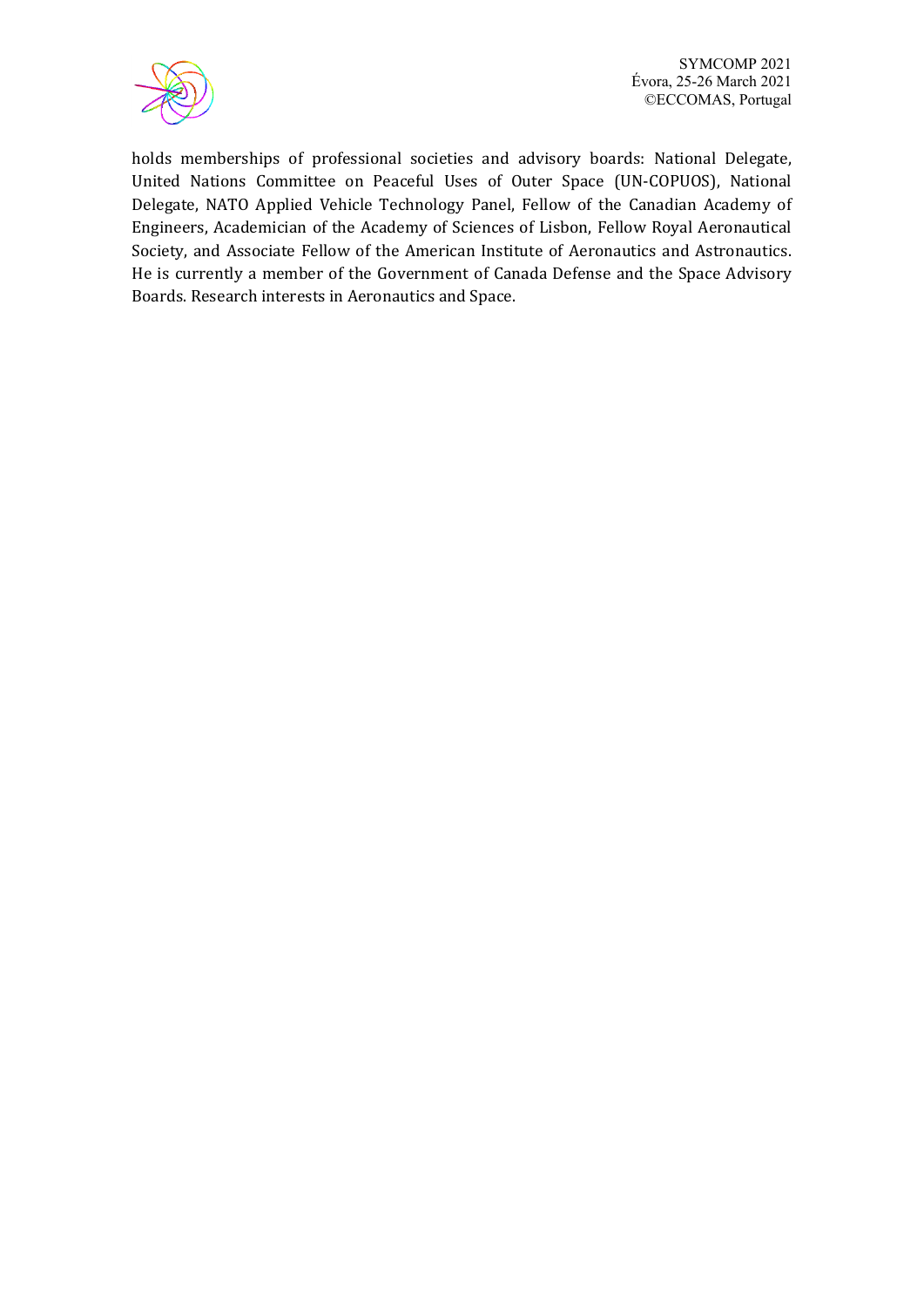holds memberships of professional societies and advisory boards: National Delegate, United Nations Committee on Peaceful Uses of Outer Space (UN-COPUOS), National Delegate, NATO Applied Vehicle Technology Panel, Fellow of the Canadian Academy of Engineers, Academician of the Academy of Sciences of Lisbon, Fellow Royal Aeronautical Society, and Associate Fellow of the American Institute of Aeronautics and Astronautics. He is currently a member of the Government of Canada Defense and the Space Advisory Boards. Research interests in Aeronautics and Space.